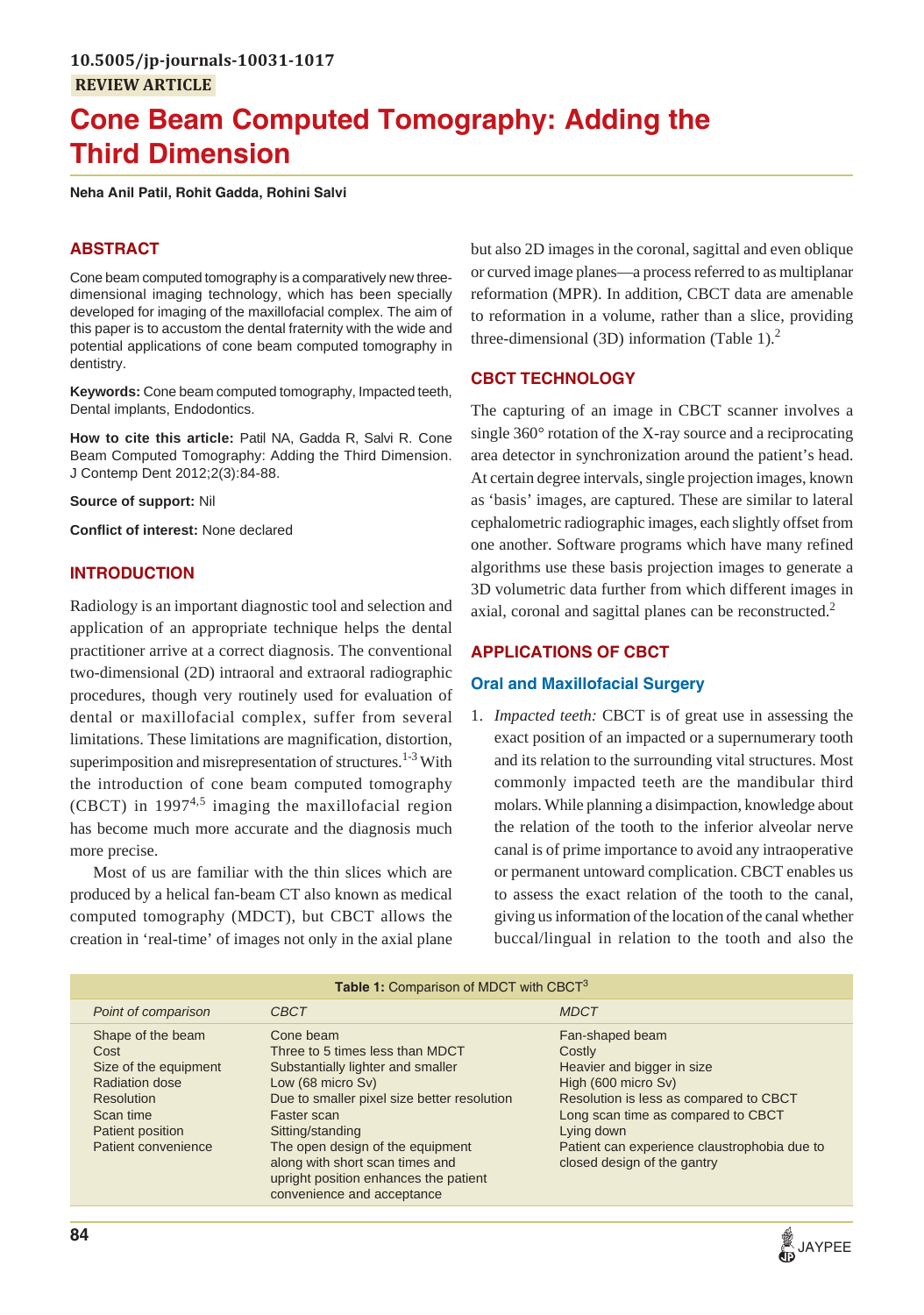10.5005/jp-journals-10031-1017

**REVIEW ARTICLE**

# Cone Beam Computed Tomography: Adding the Third Dimension

**Neha Anil Patil, Rohit Gadda, Rohini Salvi**

## ABSTRACT

Cone beam computed tomography is a comparatively new three-dimensional imaging technology, which has been specially developed for imaging of the maxillofacial complex. The aim of this paper is to accustom the dental fraternity with the wide and potential applications of cone beam computed tomography in dentistry.

**Keywords:** Cone beam computed tomography, Impacted teeth, Dental implants, Endodontics.

**How to cite this article:** Patil NA, Gadda R, Salvi R. Cone Beam Computed Tomography: Adding the Third Dimension. J Contemp Dent 2012;2(3):84-88.

**Source of support:** Nil

**Conflict of interest:** None declared

## INTRODUCTION

Radiology is an important diagnostic tool and selection and application of an appropriate technique helps the dental practitioner arrive at a correct diagnosis. The conventional two-dimensional (2D) intraoral and extraoral radiographic procedures, though very routinely used for evaluation of dental or maxillofacial complex, suffer from several limitations. These limitations are magnification, distortion, superimposition and misrepresentation of structures.[1-3] With the introduction of cone beam computed tomography (CBCT) in 1997[4,5] imaging the maxillofacial region has become much more accurate and the diagnosis much more precise.

Most of us are familiar with the thin slices which are produced by a helical fan-beam CT also known as medical computed tomography (MDCT), but CBCT allows the creation in 'real-time' of images not only in the axial plane but also 2D images in the coronal, sagittal and even oblique or curved image planes—a process referred to as multiplanar reformation (MPR). In addition, CBCT data are amenable to reformation in a volume, rather than a slice, providing three-dimensional (3D) information (Table 1).[2]

**Table 1:** Comparison of MDCT with CBCT[3]

| *Point of comparison* | *CBCT* | *MDCT* |
|---|---|---|
| Shape of the beam | Cone beam | Fan-shaped beam |
| Cost | Three to 5 times less than MDCT | Costly |
| Size of the equipment | Substantially lighter and smaller | Heavier and bigger in size |
| Radiation dose | Low (68 micro Sv) | High (600 micro Sv) |
| Resolution | Due to smaller pixel size better resolution | Resolution is less as compared to CBCT |
| Scan time | Faster scan | Long scan time as compared to CBCT |
| Patient position | Sitting/standing | Lying down |
| Patient convenience | The open design of the equipment along with short scan times and upright position enhances the patient convenience and acceptance | Patient can experience claustrophobia due to closed design of the gantry |

## CBCT TECHNOLOGY

The capturing of an image in CBCT scanner involves a single 360° rotation of the X-ray source and a reciprocating area detector in synchronization around the patient's head. At certain degree intervals, single projection images, known as 'basis' images, are captured. These are similar to lateral cephalometric radiographic images, each slightly offset from one another. Software programs which have many refined algorithms use these basis projection images to generate a 3D volumetric data further from which different images in axial, coronal and sagittal planes can be reconstructed.[2]

## APPLICATIONS OF CBCT

### Oral and Maxillofacial Surgery

1. *Impacted teeth:* CBCT is of great use in assessing the exact position of an impacted or a supernumerary tooth and its relation to the surrounding vital structures. Most commonly impacted teeth are the mandibular third molars. While planning a disimpaction, knowledge about the relation of the tooth to the inferior alveolar nerve canal is of prime importance to avoid any intraoperative or permanent untoward complication. CBCT enables us to assess the exact relation of the tooth to the canal, giving us information of the location of the canal whether buccal/lingual in relation to the tooth and also the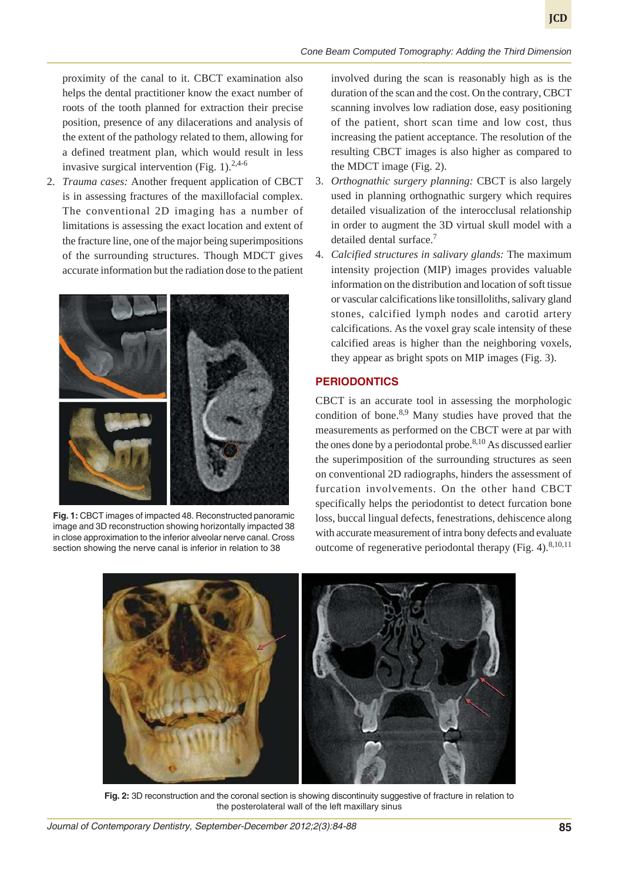proximity of the canal to it. CBCT examination also helps the dental practitioner know the exact number of roots of the tooth planned for extraction their precise position, presence of any dilacerations and analysis of the extent of the pathology related to them, allowing for a defined treatment plan, which would result in less invasive surgical intervention (Fig. 1).[2,4-6]

2. *Trauma cases:* Another frequent application of CBCT is in assessing fractures of the maxillofacial complex. The conventional 2D imaging has a number of limitations is assessing the exact location and extent of the fracture line, one of the major being superimpositions of the surrounding structures. Though MDCT gives accurate information but the radiation dose to the patient involved during the scan is reasonably high as is the duration of the scan and the cost. On the contrary, CBCT scanning involves low radiation dose, easy positioning of the patient, short scan time and low cost, thus increasing the patient acceptance. The resolution of the resulting CBCT images is also higher as compared to the MDCT image (Fig. 2).

**Fig. 1:** CBCT images of impacted 48. Reconstructed panoramic image and 3D reconstruction showing horizontally impacted 38 in close approximation to the inferior alveolar nerve canal. Cross section showing the nerve canal is inferior in relation to 38

3. *Orthognathic surgery planning:* CBCT is also largely used in planning orthognathic surgery which requires detailed visualization of the interocclusal relationship in order to augment the 3D virtual skull model with a detailed dental surface.[7]

4. *Calcified structures in salivary glands:* The maximum intensity projection (MIP) images provides valuable information on the distribution and location of soft tissue or vascular calcifications like tonsilloliths, salivary gland stones, calcified lymph nodes and carotid artery calcifications. As the voxel gray scale intensity of these calcified areas is higher than the neighboring voxels, they appear as bright spots on MIP images (Fig. 3).

## PERIODONTICS

CBCT is an accurate tool in assessing the morphologic condition of bone.[8,9] Many studies have proved that the measurements as performed on the CBCT were at par with the ones done by a periodontal probe.[8,10] As discussed earlier the superimposition of the surrounding structures as seen on conventional 2D radiographs, hinders the assessment of furcation involvements. On the other hand CBCT specifically helps the periodontist to detect furcation bone loss, buccal lingual defects, fenestrations, dehiscence along with accurate measurement of intra bony defects and evaluate outcome of regenerative periodontal therapy (Fig. 4).[8,10,11]

**Fig. 2:** 3D reconstruction and the coronal section is showing discontinuity suggestive of fracture in relation to the posterolateral wall of the left maxillary sinus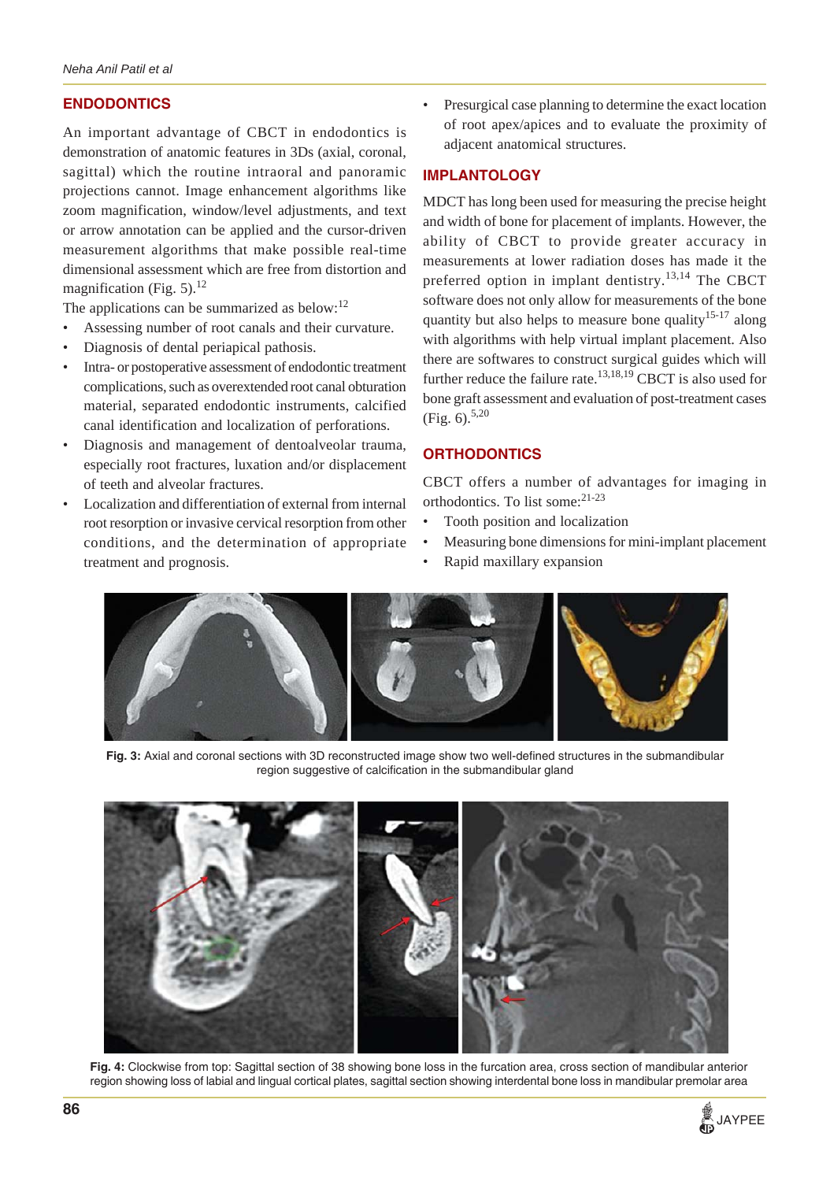## ENDODONTICS

An important advantage of CBCT in endodontics is demonstration of anatomic features in 3Ds (axial, coronal, sagittal) which the routine intraoral and panoramic projections cannot. Image enhancement algorithms like zoom magnification, window/level adjustments, and text or arrow annotation can be applied and the cursor-driven measurement algorithms that make possible real-time dimensional assessment which are free from distortion and magnification (Fig. 5).[12]

The applications can be summarized as below:[12]

- Assessing number of root canals and their curvature.
- Diagnosis of dental periapical pathosis.
- Intra- or postoperative assessment of endodontic treatment complications, such as overextended root canal obturation material, separated endodontic instruments, calcified canal identification and localization of perforations.
- Diagnosis and management of dentoalveolar trauma, especially root fractures, luxation and/or displacement of teeth and alveolar fractures.
- Localization and differentiation of external from internal root resorption or invasive cervical resorption from other conditions, and the determination of appropriate treatment and prognosis.
- Presurgical case planning to determine the exact location of root apex/apices and to evaluate the proximity of adjacent anatomical structures.

## IMPLANTOLOGY

MDCT has long been used for measuring the precise height and width of bone for placement of implants. However, the ability of CBCT to provide greater accuracy in measurements at lower radiation doses has made it the preferred option in implant dentistry.[13,14] The CBCT software does not only allow for measurements of the bone quantity but also helps to measure bone quality[15-17] along with algorithms with help virtual implant placement. Also there are softwares to construct surgical guides which will further reduce the failure rate.[13,18,19] CBCT is also used for bone graft assessment and evaluation of post-treatment cases (Fig. 6).[5,20]

## ORTHODONTICS

CBCT offers a number of advantages for imaging in orthodontics. To list some:[21-23]

- Tooth position and localization
- Measuring bone dimensions for mini-implant placement
- Rapid maxillary expansion

**Fig. 3:** Axial and coronal sections with 3D reconstructed image show two well-defined structures in the submandibular region suggestive of calcification in the submandibular gland

**Fig. 4:** Clockwise from top: Sagittal section of 38 showing bone loss in the furcation area, cross section of mandibular anterior region showing loss of labial and lingual cortical plates, sagittal section showing interdental bone loss in mandibular premolar area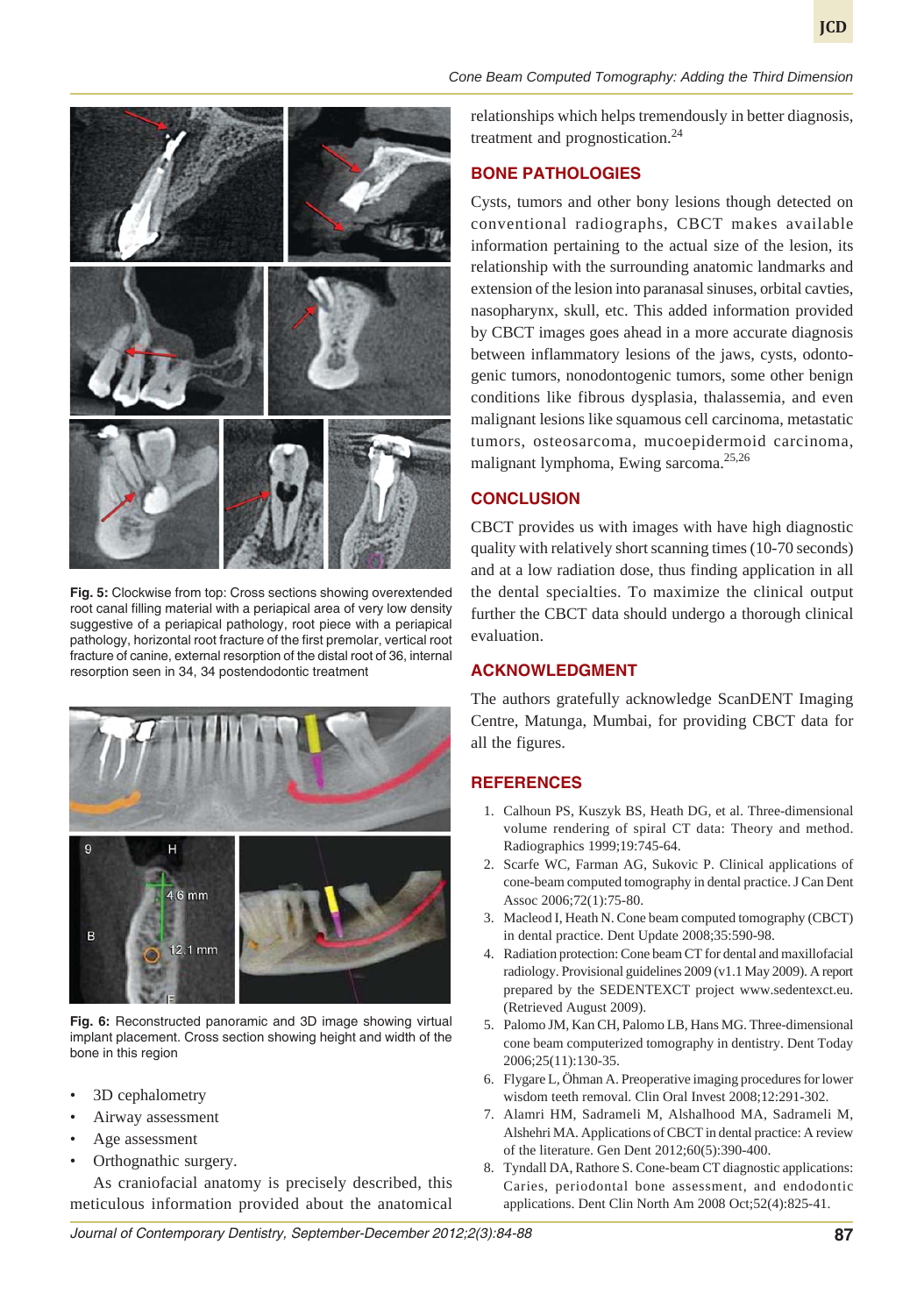**Fig. 5:** Clockwise from top: Cross sections showing overextended root canal filling material with a periapical area of very low density suggestive of a periapical pathology, root piece with a periapical pathology, horizontal root fracture of the first premolar, vertical root fracture of canine, external resorption of the distal root of 36, internal resorption seen in 34, 34 postendodontic treatment

**Fig. 6:** Reconstructed panoramic and 3D image showing virtual implant placement. Cross section showing height and width of the bone in this region

- 3D cephalometry
- Airway assessment
- Age assessment
- Orthognathic surgery.

As craniofacial anatomy is precisely described, this meticulous information provided about the anatomical relationships which helps tremendously in better diagnosis, treatment and prognostication.[24]

## BONE PATHOLOGIES

Cysts, tumors and other bony lesions though detected on conventional radiographs, CBCT makes available information pertaining to the actual size of the lesion, its relationship with the surrounding anatomic landmarks and extension of the lesion into paranasal sinuses, orbital cavties, nasopharynx, skull, etc. This added information provided by CBCT images goes ahead in a more accurate diagnosis between inflammatory lesions of the jaws, cysts, odontogenic tumors, nonodontogenic tumors, some other benign conditions like fibrous dysplasia, thalassemia, and even malignant lesions like squamous cell carcinoma, metastatic tumors, osteosarcoma, mucoepidermoid carcinoma, malignant lymphoma, Ewing sarcoma.[25,26]

## CONCLUSION

CBCT provides us with images with have high diagnostic quality with relatively short scanning times (10-70 seconds) and at a low radiation dose, thus finding application in all the dental specialties. To maximize the clinical output further the CBCT data should undergo a thorough clinical evaluation.

## ACKNOWLEDGMENT

The authors gratefully acknowledge ScanDENT Imaging Centre, Matunga, Mumbai, for providing CBCT data for all the figures.

## REFERENCES

1. Calhoun PS, Kuszyk BS, Heath DG, et al. Three-dimensional volume rendering of spiral CT data: Theory and method. Radiographics 1999;19:745-64.
2. Scarfe WC, Farman AG, Sukovic P. Clinical applications of cone-beam computed tomography in dental practice. J Can Dent Assoc 2006;72(1):75-80.
3. Macleod I, Heath N. Cone beam computed tomography (CBCT) in dental practice. Dent Update 2008;35:590-98.
4. Radiation protection: Cone beam CT for dental and maxillofacial radiology. Provisional guidelines 2009 (v1.1 May 2009). A report prepared by the SEDENTEXCT project www.sedentexct.eu. (Retrieved August 2009).
5. Palomo JM, Kan CH, Palomo LB, Hans MG. Three-dimensional cone beam computerized tomography in dentistry. Dent Today 2006;25(11):130-35.
6. Flygare L, Öhman A. Preoperative imaging procedures for lower wisdom teeth removal. Clin Oral Invest 2008;12:291-302.
7. Alamri HM, Sadrameli M, Alshalhood MA, Sadrameli M, Alshehri MA. Applications of CBCT in dental practice: A review of the literature. Gen Dent 2012;60(5):390-400.
8. Tyndall DA, Rathore S. Cone-beam CT diagnostic applications: Caries, periodontal bone assessment, and endodontic applications. Dent Clin North Am 2008 Oct;52(4):825-41.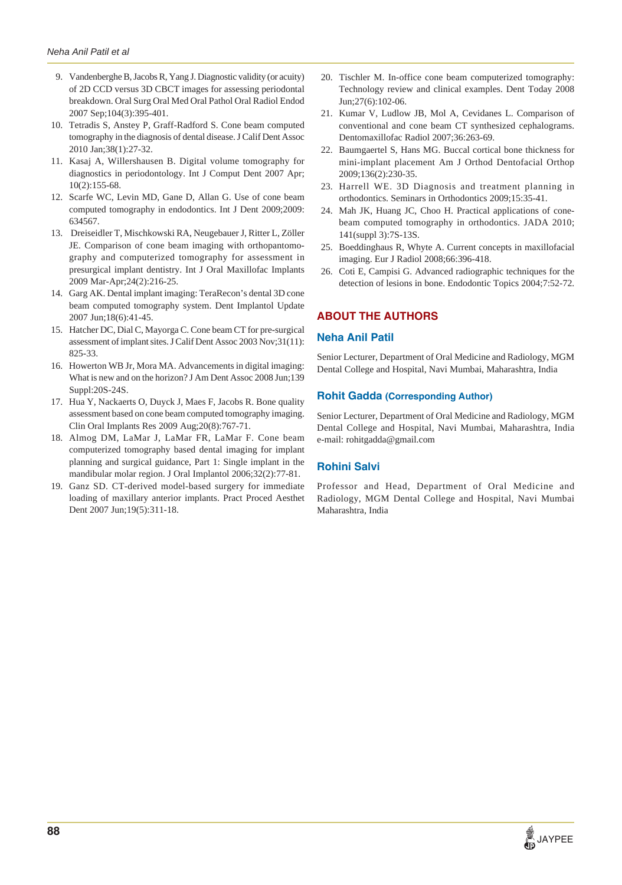9. Vandenberghe B, Jacobs R, Yang J. Diagnostic validity (or acuity) of 2D CCD versus 3D CBCT images for assessing periodontal breakdown. Oral Surg Oral Med Oral Pathol Oral Radiol Endod 2007 Sep;104(3):395-401.
10. Tetradis S, Anstey P, Graff-Radford S. Cone beam computed tomography in the diagnosis of dental disease. J Calif Dent Assoc 2010 Jan;38(1):27-32.
11. Kasaj A, Willershausen B. Digital volume tomography for diagnostics in periodontology. Int J Comput Dent 2007 Apr; 10(2):155-68.
12. Scarfe WC, Levin MD, Gane D, Allan G. Use of cone beam computed tomography in endodontics. Int J Dent 2009;2009: 634567.
13. Dreiseidler T, Mischkowski RA, Neugebauer J, Ritter L, Zöller JE. Comparison of cone beam imaging with orthopantomography and computerized tomography for assessment in presurgical implant dentistry. Int J Oral Maxillofac Implants 2009 Mar-Apr;24(2):216-25.
14. Garg AK. Dental implant imaging: TeraRecon's dental 3D cone beam computed tomography system. Dent Implantol Update 2007 Jun;18(6):41-45.
15. Hatcher DC, Dial C, Mayorga C. Cone beam CT for pre-surgical assessment of implant sites. J Calif Dent Assoc 2003 Nov;31(11): 825-33.
16. Howerton WB Jr, Mora MA. Advancements in digital imaging: What is new and on the horizon? J Am Dent Assoc 2008 Jun;139 Suppl:20S-24S.
17. Hua Y, Nackaerts O, Duyck J, Maes F, Jacobs R. Bone quality assessment based on cone beam computed tomography imaging. Clin Oral Implants Res 2009 Aug;20(8):767-71.
18. Almog DM, LaMar J, LaMar FR, LaMar F. Cone beam computerized tomography based dental imaging for implant planning and surgical guidance, Part 1: Single implant in the mandibular molar region. J Oral Implantol 2006;32(2):77-81.
19. Ganz SD. CT-derived model-based surgery for immediate loading of maxillary anterior implants. Pract Proced Aesthet Dent 2007 Jun;19(5):311-18.
20. Tischler M. In-office cone beam computerized tomography: Technology review and clinical examples. Dent Today 2008 Jun;27(6):102-06.
21. Kumar V, Ludlow JB, Mol A, Cevidanes L. Comparison of conventional and cone beam CT synthesized cephalograms. Dentomaxillofac Radiol 2007;36:263-69.
22. Baumgaertel S, Hans MG. Buccal cortical bone thickness for mini-implant placement Am J Orthod Dentofacial Orthop 2009;136(2):230-35.
23. Harrell WE. 3D Diagnosis and treatment planning in orthodontics. Seminars in Orthodontics 2009;15:35-41.
24. Mah JK, Huang JC, Choo H. Practical applications of cone-beam computed tomography in orthodontics. JADA 2010; 141(suppl 3):7S-13S.
25. Boeddinghaus R, Whyte A. Current concepts in maxillofacial imaging. Eur J Radiol 2008;66:396-418.
26. Coti E, Campisi G. Advanced radiographic techniques for the detection of lesions in bone. Endodontic Topics 2004;7:52-72.

## ABOUT THE AUTHORS

### Neha Anil Patil

Senior Lecturer, Department of Oral Medicine and Radiology, MGM Dental College and Hospital, Navi Mumbai, Maharashtra, India

### Rohit Gadda (Corresponding Author)

Senior Lecturer, Department of Oral Medicine and Radiology, MGM Dental College and Hospital, Navi Mumbai, Maharashtra, India
e-mail: rohitgadda@gmail.com

### Rohini Salvi

Professor and Head, Department of Oral Medicine and Radiology, MGM Dental College and Hospital, Navi Mumbai Maharashtra, India